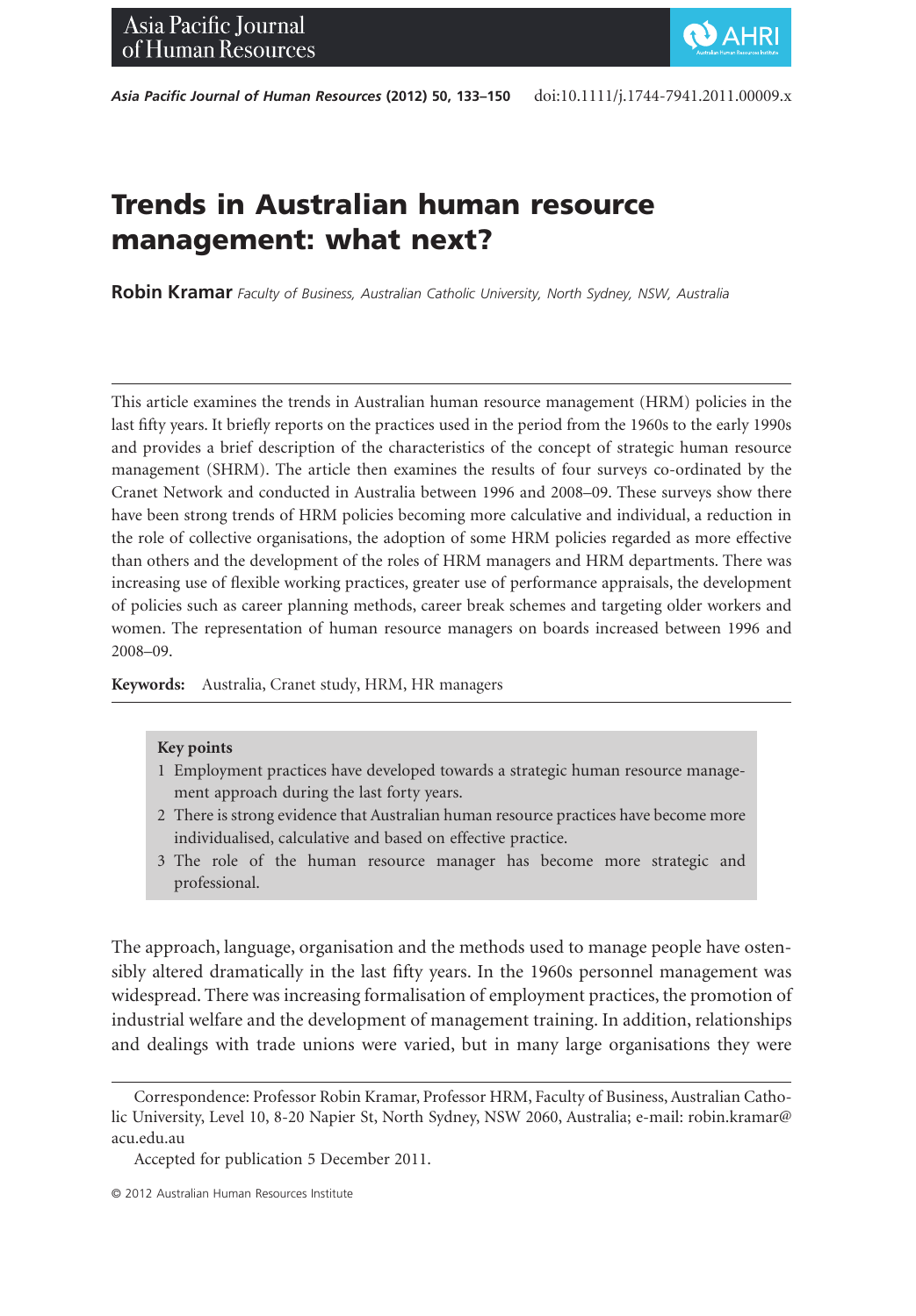# Trends in Australian human resource management: what next?

**Robin Kramar** *Faculty of Business, Australian Catholic University, North Sydney, NSW, Australia*

---

This article examines the trends in Australian human resource management (HRM) policies in the last fifty years. It briefly reports on the practices used in the period from the 1960s to the early 1990s and provides a brief description of the characteristics of the concept of strategic human resource management (SHRM). The article then examines the results of four surveys co-ordinated by the Cranet Network and conducted in Australia between 1996 and 2008–09. These surveys show there have been strong trends of HRM policies becoming more calculative and individual, a reduction in the role of collective organisations, the adoption of some HRM policies regarded as more effective than others and the development of the roles of HRM managers and HRM departments. There was increasing use of flexible working practices, greater use of performance appraisals, the development of policies such as career planning methods, career break schemes and targeting older workers and women. The representation of human resource managers on boards increased between 1996 and 2008–09.

**Keywords:** Australia, Cranet study, HRM, HR managers

---

**Key points**

1. Employment practices have developed towards a strategic human resource management approach during the last forty years.
2. There is strong evidence that Australian human resource practices have become more individualised, calculative and based on effective practice.
3. The role of the human resource manager has become more strategic and professional.

The approach, language, organisation and the methods used to manage people have ostensibly altered dramatically in the last fifty years. In the 1960s personnel management was widespread. There was increasing formalisation of employment practices, the promotion of industrial welfare and the development of management training. In addition, relationships and dealings with trade unions were varied, but in many large organisations they were

---

Correspondence: Professor Robin Kramar, Professor HRM, Faculty of Business, Australian Catholic University, Level 10, 8-20 Napier St, North Sydney, NSW 2060, Australia; e-mail: robin.kramar@acu.edu.au

Accepted for publication 5 December 2011.

© 2012 Australian Human Resources Institute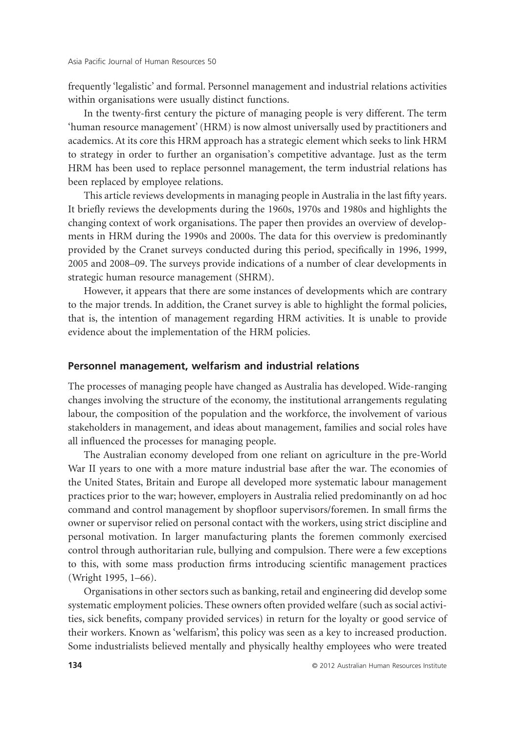frequently 'legalistic' and formal. Personnel management and industrial relations activities within organisations were usually distinct functions.

In the twenty-first century the picture of managing people is very different. The term 'human resource management' (HRM) is now almost universally used by practitioners and academics. At its core this HRM approach has a strategic element which seeks to link HRM to strategy in order to further an organisation's competitive advantage. Just as the term HRM has been used to replace personnel management, the term industrial relations has been replaced by employee relations.

This article reviews developments in managing people in Australia in the last fifty years. It briefly reviews the developments during the 1960s, 1970s and 1980s and highlights the changing context of work organisations. The paper then provides an overview of developments in HRM during the 1990s and 2000s. The data for this overview is predominantly provided by the Cranet surveys conducted during this period, specifically in 1996, 1999, 2005 and 2008–09. The surveys provide indications of a number of clear developments in strategic human resource management (SHRM).

However, it appears that there are some instances of developments which are contrary to the major trends. In addition, the Cranet survey is able to highlight the formal policies, that is, the intention of management regarding HRM activities. It is unable to provide evidence about the implementation of the HRM policies.

## Personnel management, welfarism and industrial relations

The processes of managing people have changed as Australia has developed. Wide-ranging changes involving the structure of the economy, the institutional arrangements regulating labour, the composition of the population and the workforce, the involvement of various stakeholders in management, and ideas about management, families and social roles have all influenced the processes for managing people.

The Australian economy developed from one reliant on agriculture in the pre-World War II years to one with a more mature industrial base after the war. The economies of the United States, Britain and Europe all developed more systematic labour management practices prior to the war; however, employers in Australia relied predominantly on ad hoc command and control management by shopfloor supervisors/foremen. In small firms the owner or supervisor relied on personal contact with the workers, using strict discipline and personal motivation. In larger manufacturing plants the foremen commonly exercised control through authoritarian rule, bullying and compulsion. There were a few exceptions to this, with some mass production firms introducing scientific management practices (Wright 1995, 1–66).

Organisations in other sectors such as banking, retail and engineering did develop some systematic employment policies. These owners often provided welfare (such as social activities, sick benefits, company provided services) in return for the loyalty or good service of their workers. Known as 'welfarism', this policy was seen as a key to increased production. Some industrialists believed mentally and physically healthy employees who were treated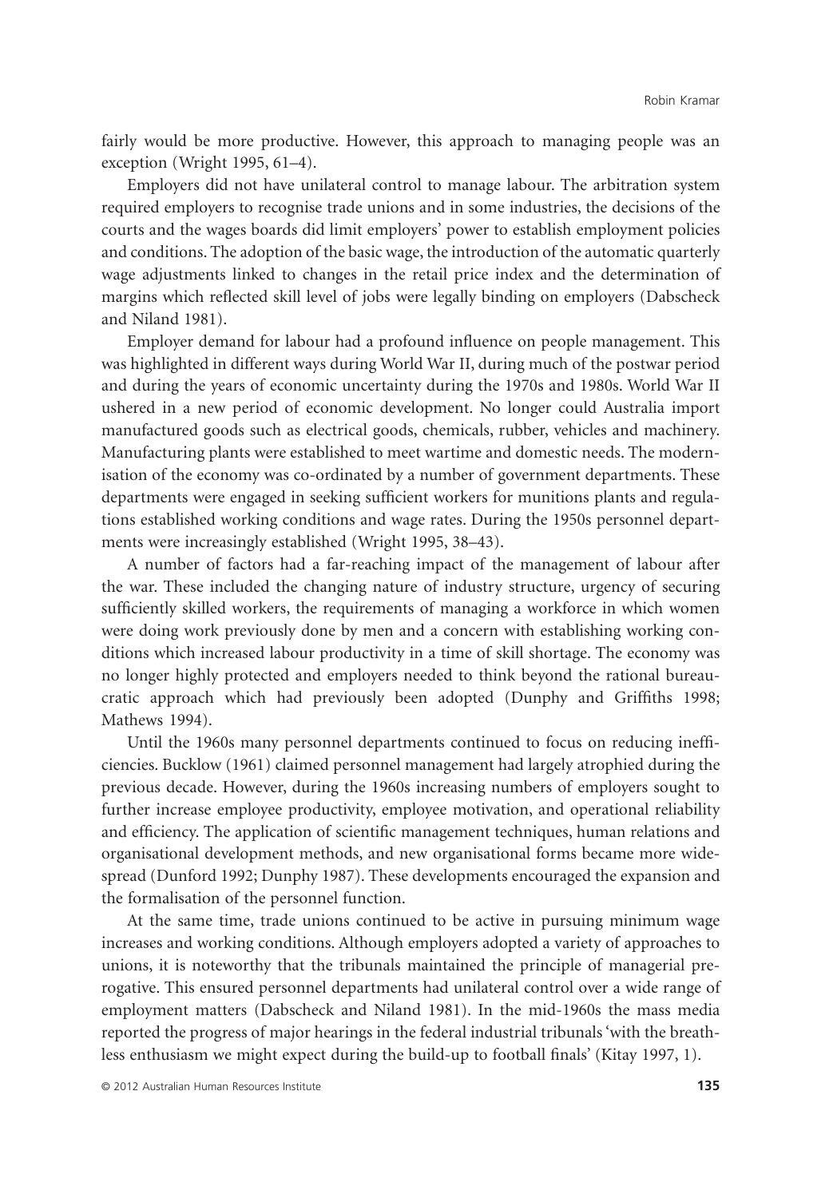fairly would be more productive. However, this approach to managing people was an exception (Wright 1995, 61–4).

Employers did not have unilateral control to manage labour. The arbitration system required employers to recognise trade unions and in some industries, the decisions of the courts and the wages boards did limit employers' power to establish employment policies and conditions. The adoption of the basic wage, the introduction of the automatic quarterly wage adjustments linked to changes in the retail price index and the determination of margins which reflected skill level of jobs were legally binding on employers (Dabscheck and Niland 1981).

Employer demand for labour had a profound influence on people management. This was highlighted in different ways during World War II, during much of the postwar period and during the years of economic uncertainty during the 1970s and 1980s. World War II ushered in a new period of economic development. No longer could Australia import manufactured goods such as electrical goods, chemicals, rubber, vehicles and machinery. Manufacturing plants were established to meet wartime and domestic needs. The modernisation of the economy was co-ordinated by a number of government departments. These departments were engaged in seeking sufficient workers for munitions plants and regulations established working conditions and wage rates. During the 1950s personnel departments were increasingly established (Wright 1995, 38–43).

A number of factors had a far-reaching impact of the management of labour after the war. These included the changing nature of industry structure, urgency of securing sufficiently skilled workers, the requirements of managing a workforce in which women were doing work previously done by men and a concern with establishing working conditions which increased labour productivity in a time of skill shortage. The economy was no longer highly protected and employers needed to think beyond the rational bureaucratic approach which had previously been adopted (Dunphy and Griffiths 1998; Mathews 1994).

Until the 1960s many personnel departments continued to focus on reducing inefficiencies. Bucklow (1961) claimed personnel management had largely atrophied during the previous decade. However, during the 1960s increasing numbers of employers sought to further increase employee productivity, employee motivation, and operational reliability and efficiency. The application of scientific management techniques, human relations and organisational development methods, and new organisational forms became more widespread (Dunford 1992; Dunphy 1987). These developments encouraged the expansion and the formalisation of the personnel function.

At the same time, trade unions continued to be active in pursuing minimum wage increases and working conditions. Although employers adopted a variety of approaches to unions, it is noteworthy that the tribunals maintained the principle of managerial prerogative. This ensured personnel departments had unilateral control over a wide range of employment matters (Dabscheck and Niland 1981). In the mid-1960s the mass media reported the progress of major hearings in the federal industrial tribunals 'with the breathless enthusiasm we might expect during the build-up to football finals' (Kitay 1997, 1).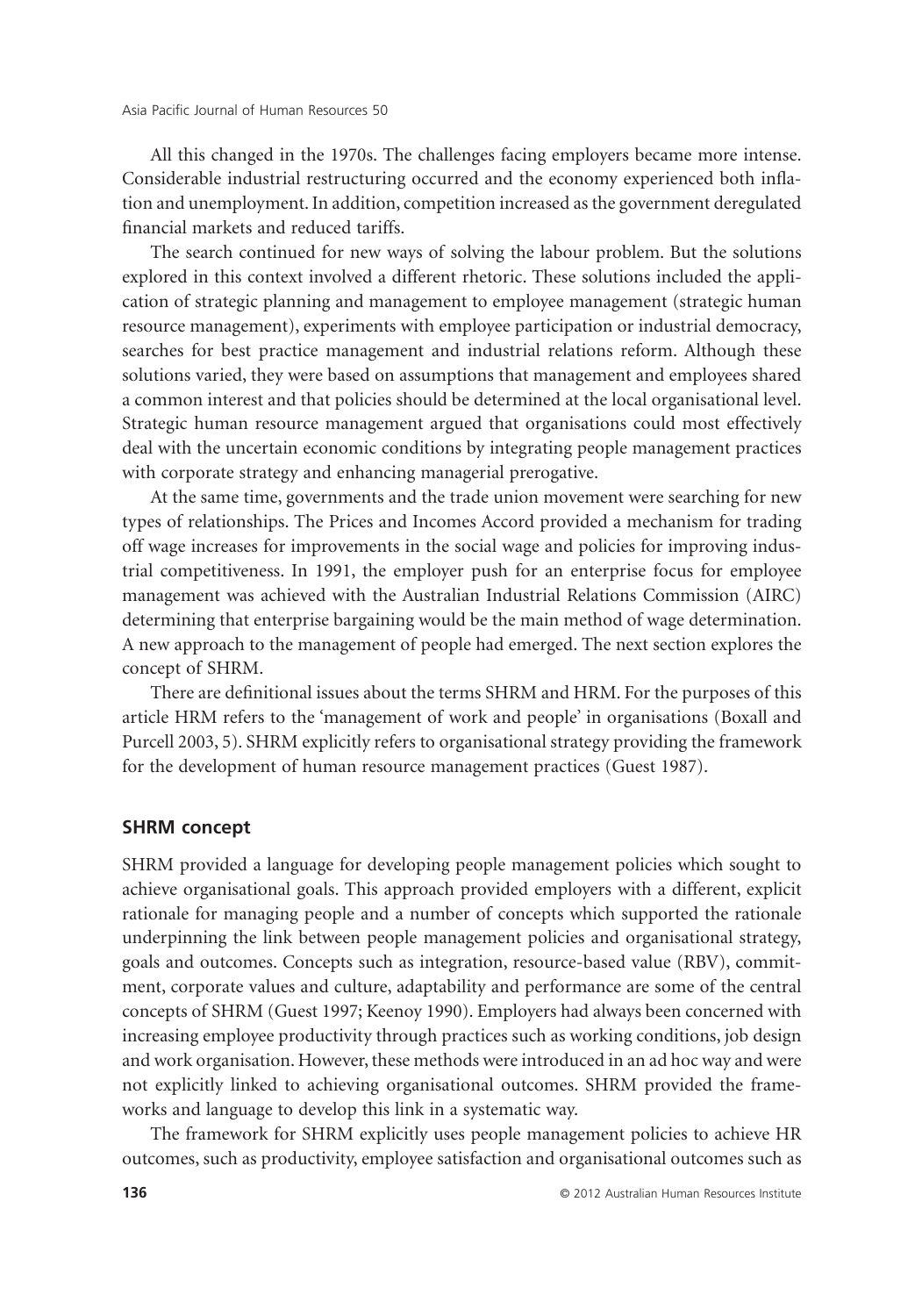All this changed in the 1970s. The challenges facing employers became more intense. Considerable industrial restructuring occurred and the economy experienced both inflation and unemployment. In addition, competition increased as the government deregulated financial markets and reduced tariffs.

The search continued for new ways of solving the labour problem. But the solutions explored in this context involved a different rhetoric. These solutions included the application of strategic planning and management to employee management (strategic human resource management), experiments with employee participation or industrial democracy, searches for best practice management and industrial relations reform. Although these solutions varied, they were based on assumptions that management and employees shared a common interest and that policies should be determined at the local organisational level. Strategic human resource management argued that organisations could most effectively deal with the uncertain economic conditions by integrating people management practices with corporate strategy and enhancing managerial prerogative.

At the same time, governments and the trade union movement were searching for new types of relationships. The Prices and Incomes Accord provided a mechanism for trading off wage increases for improvements in the social wage and policies for improving industrial competitiveness. In 1991, the employer push for an enterprise focus for employee management was achieved with the Australian Industrial Relations Commission (AIRC) determining that enterprise bargaining would be the main method of wage determination. A new approach to the management of people had emerged. The next section explores the concept of SHRM.

There are definitional issues about the terms SHRM and HRM. For the purposes of this article HRM refers to the 'management of work and people' in organisations (Boxall and Purcell 2003, 5). SHRM explicitly refers to organisational strategy providing the framework for the development of human resource management practices (Guest 1987).

## SHRM concept

SHRM provided a language for developing people management policies which sought to achieve organisational goals. This approach provided employers with a different, explicit rationale for managing people and a number of concepts which supported the rationale underpinning the link between people management policies and organisational strategy, goals and outcomes. Concepts such as integration, resource-based value (RBV), commitment, corporate values and culture, adaptability and performance are some of the central concepts of SHRM (Guest 1997; Keenoy 1990). Employers had always been concerned with increasing employee productivity through practices such as working conditions, job design and work organisation. However, these methods were introduced in an ad hoc way and were not explicitly linked to achieving organisational outcomes. SHRM provided the frameworks and language to develop this link in a systematic way.

The framework for SHRM explicitly uses people management policies to achieve HR outcomes, such as productivity, employee satisfaction and organisational outcomes such as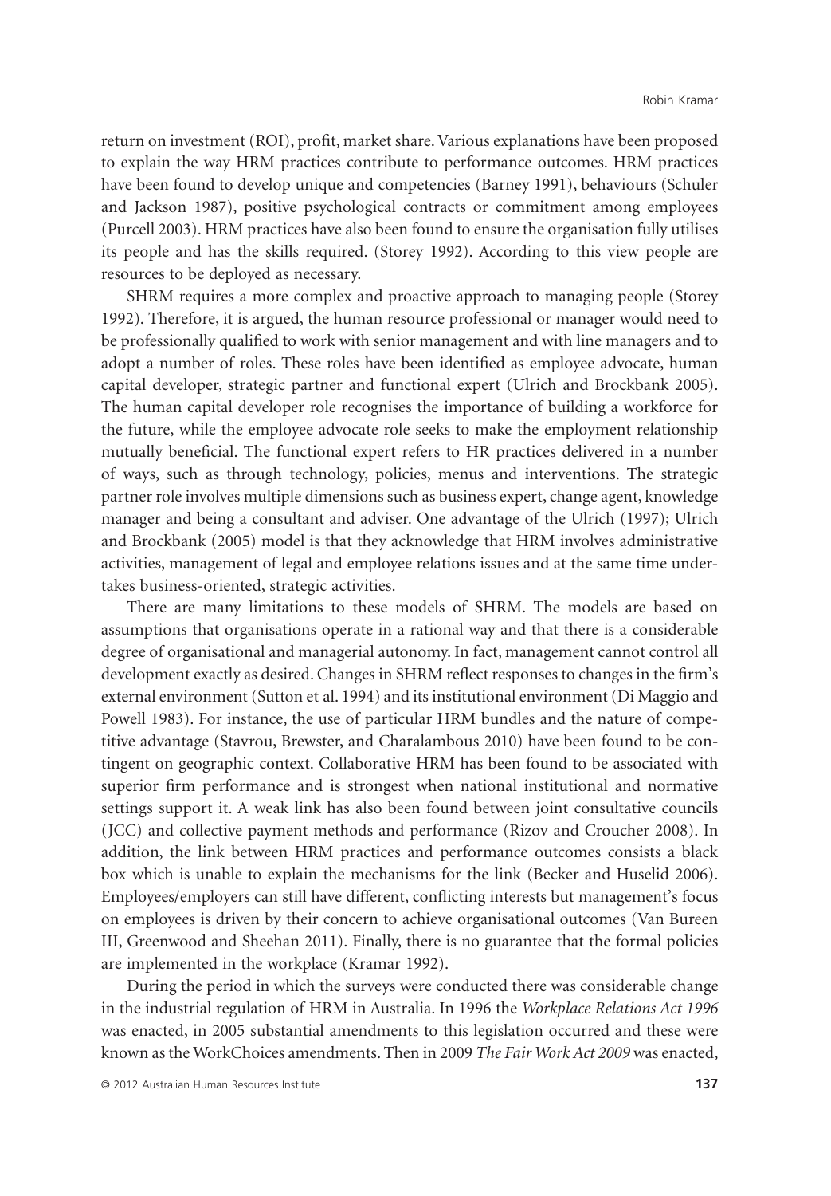return on investment (ROI), profit, market share. Various explanations have been proposed to explain the way HRM practices contribute to performance outcomes. HRM practices have been found to develop unique and competencies (Barney 1991), behaviours (Schuler and Jackson 1987), positive psychological contracts or commitment among employees (Purcell 2003). HRM practices have also been found to ensure the organisation fully utilises its people and has the skills required. (Storey 1992). According to this view people are resources to be deployed as necessary.

SHRM requires a more complex and proactive approach to managing people (Storey 1992). Therefore, it is argued, the human resource professional or manager would need to be professionally qualified to work with senior management and with line managers and to adopt a number of roles. These roles have been identified as employee advocate, human capital developer, strategic partner and functional expert (Ulrich and Brockbank 2005). The human capital developer role recognises the importance of building a workforce for the future, while the employee advocate role seeks to make the employment relationship mutually beneficial. The functional expert refers to HR practices delivered in a number of ways, such as through technology, policies, menus and interventions. The strategic partner role involves multiple dimensions such as business expert, change agent, knowledge manager and being a consultant and adviser. One advantage of the Ulrich (1997); Ulrich and Brockbank (2005) model is that they acknowledge that HRM involves administrative activities, management of legal and employee relations issues and at the same time undertakes business-oriented, strategic activities.

There are many limitations to these models of SHRM. The models are based on assumptions that organisations operate in a rational way and that there is a considerable degree of organisational and managerial autonomy. In fact, management cannot control all development exactly as desired. Changes in SHRM reflect responses to changes in the firm's external environment (Sutton et al. 1994) and its institutional environment (Di Maggio and Powell 1983). For instance, the use of particular HRM bundles and the nature of competitive advantage (Stavrou, Brewster, and Charalambous 2010) have been found to be contingent on geographic context. Collaborative HRM has been found to be associated with superior firm performance and is strongest when national institutional and normative settings support it. A weak link has also been found between joint consultative councils (JCC) and collective payment methods and performance (Rizov and Croucher 2008). In addition, the link between HRM practices and performance outcomes consists a black box which is unable to explain the mechanisms for the link (Becker and Huselid 2006). Employees/employers can still have different, conflicting interests but management's focus on employees is driven by their concern to achieve organisational outcomes (Van Bureen III, Greenwood and Sheehan 2011). Finally, there is no guarantee that the formal policies are implemented in the workplace (Kramar 1992).

During the period in which the surveys were conducted there was considerable change in the industrial regulation of HRM in Australia. In 1996 the *Workplace Relations Act 1996* was enacted, in 2005 substantial amendments to this legislation occurred and these were known as the WorkChoices amendments. Then in 2009 *The Fair Work Act 2009* was enacted,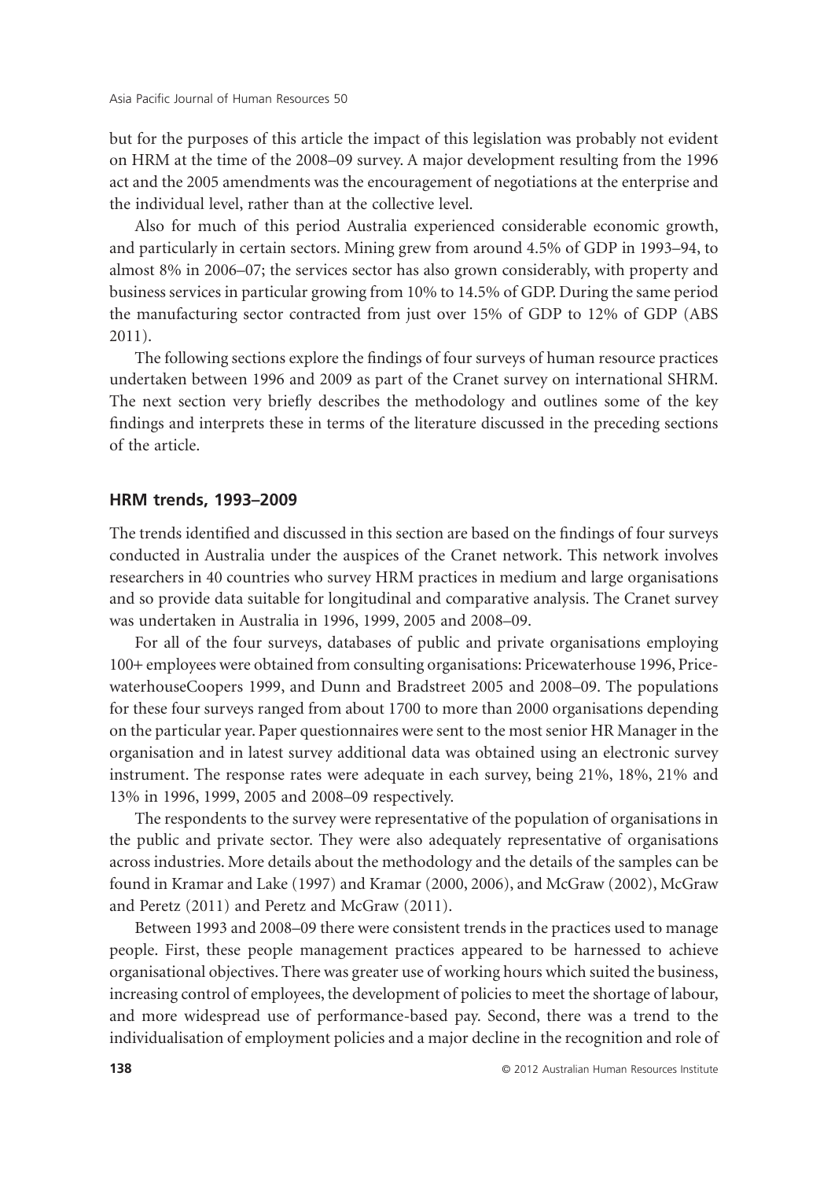but for the purposes of this article the impact of this legislation was probably not evident on HRM at the time of the 2008–09 survey. A major development resulting from the 1996 act and the 2005 amendments was the encouragement of negotiations at the enterprise and the individual level, rather than at the collective level.

Also for much of this period Australia experienced considerable economic growth, and particularly in certain sectors. Mining grew from around 4.5% of GDP in 1993–94, to almost 8% in 2006–07; the services sector has also grown considerably, with property and business services in particular growing from 10% to 14.5% of GDP. During the same period the manufacturing sector contracted from just over 15% of GDP to 12% of GDP (ABS 2011).

The following sections explore the findings of four surveys of human resource practices undertaken between 1996 and 2009 as part of the Cranet survey on international SHRM. The next section very briefly describes the methodology and outlines some of the key findings and interprets these in terms of the literature discussed in the preceding sections of the article.

## HRM trends, 1993–2009

The trends identified and discussed in this section are based on the findings of four surveys conducted in Australia under the auspices of the Cranet network. This network involves researchers in 40 countries who survey HRM practices in medium and large organisations and so provide data suitable for longitudinal and comparative analysis. The Cranet survey was undertaken in Australia in 1996, 1999, 2005 and 2008–09.

For all of the four surveys, databases of public and private organisations employing 100+ employees were obtained from consulting organisations: Pricewaterhouse 1996, PricewaterhouseCoopers 1999, and Dunn and Bradstreet 2005 and 2008–09. The populations for these four surveys ranged from about 1700 to more than 2000 organisations depending on the particular year. Paper questionnaires were sent to the most senior HR Manager in the organisation and in latest survey additional data was obtained using an electronic survey instrument. The response rates were adequate in each survey, being 21%, 18%, 21% and 13% in 1996, 1999, 2005 and 2008–09 respectively.

The respondents to the survey were representative of the population of organisations in the public and private sector. They were also adequately representative of organisations across industries. More details about the methodology and the details of the samples can be found in Kramar and Lake (1997) and Kramar (2000, 2006), and McGraw (2002), McGraw and Peretz (2011) and Peretz and McGraw (2011).

Between 1993 and 2008–09 there were consistent trends in the practices used to manage people. First, these people management practices appeared to be harnessed to achieve organisational objectives. There was greater use of working hours which suited the business, increasing control of employees, the development of policies to meet the shortage of labour, and more widespread use of performance-based pay. Second, there was a trend to the individualisation of employment policies and a major decline in the recognition and role of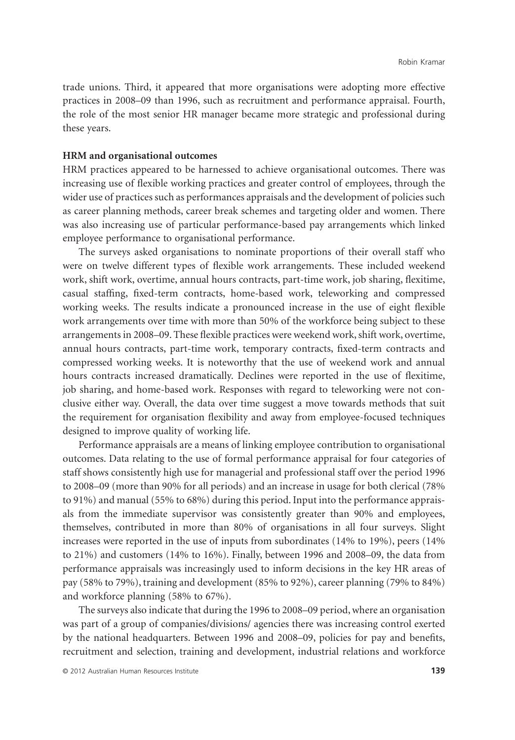trade unions. Third, it appeared that more organisations were adopting more effective practices in 2008–09 than 1996, such as recruitment and performance appraisal. Fourth, the role of the most senior HR manager became more strategic and professional during these years.

**HRM and organisational outcomes**

HRM practices appeared to be harnessed to achieve organisational outcomes. There was increasing use of flexible working practices and greater control of employees, through the wider use of practices such as performances appraisals and the development of policies such as career planning methods, career break schemes and targeting older and women. There was also increasing use of particular performance-based pay arrangements which linked employee performance to organisational performance.

The surveys asked organisations to nominate proportions of their overall staff who were on twelve different types of flexible work arrangements. These included weekend work, shift work, overtime, annual hours contracts, part-time work, job sharing, flexitime, casual staffing, fixed-term contracts, home-based work, teleworking and compressed working weeks. The results indicate a pronounced increase in the use of eight flexible work arrangements over time with more than 50% of the workforce being subject to these arrangements in 2008–09. These flexible practices were weekend work, shift work, overtime, annual hours contracts, part-time work, temporary contracts, fixed-term contracts and compressed working weeks. It is noteworthy that the use of weekend work and annual hours contracts increased dramatically. Declines were reported in the use of flexitime, job sharing, and home-based work. Responses with regard to teleworking were not conclusive either way. Overall, the data over time suggest a move towards methods that suit the requirement for organisation flexibility and away from employee-focused techniques designed to improve quality of working life.

Performance appraisals are a means of linking employee contribution to organisational outcomes. Data relating to the use of formal performance appraisal for four categories of staff shows consistently high use for managerial and professional staff over the period 1996 to 2008–09 (more than 90% for all periods) and an increase in usage for both clerical (78% to 91%) and manual (55% to 68%) during this period. Input into the performance appraisals from the immediate supervisor was consistently greater than 90% and employees, themselves, contributed in more than 80% of organisations in all four surveys. Slight increases were reported in the use of inputs from subordinates (14% to 19%), peers (14% to 21%) and customers (14% to 16%). Finally, between 1996 and 2008–09, the data from performance appraisals was increasingly used to inform decisions in the key HR areas of pay (58% to 79%), training and development (85% to 92%), career planning (79% to 84%) and workforce planning (58% to 67%).

The surveys also indicate that during the 1996 to 2008–09 period, where an organisation was part of a group of companies/divisions/ agencies there was increasing control exerted by the national headquarters. Between 1996 and 2008–09, policies for pay and benefits, recruitment and selection, training and development, industrial relations and workforce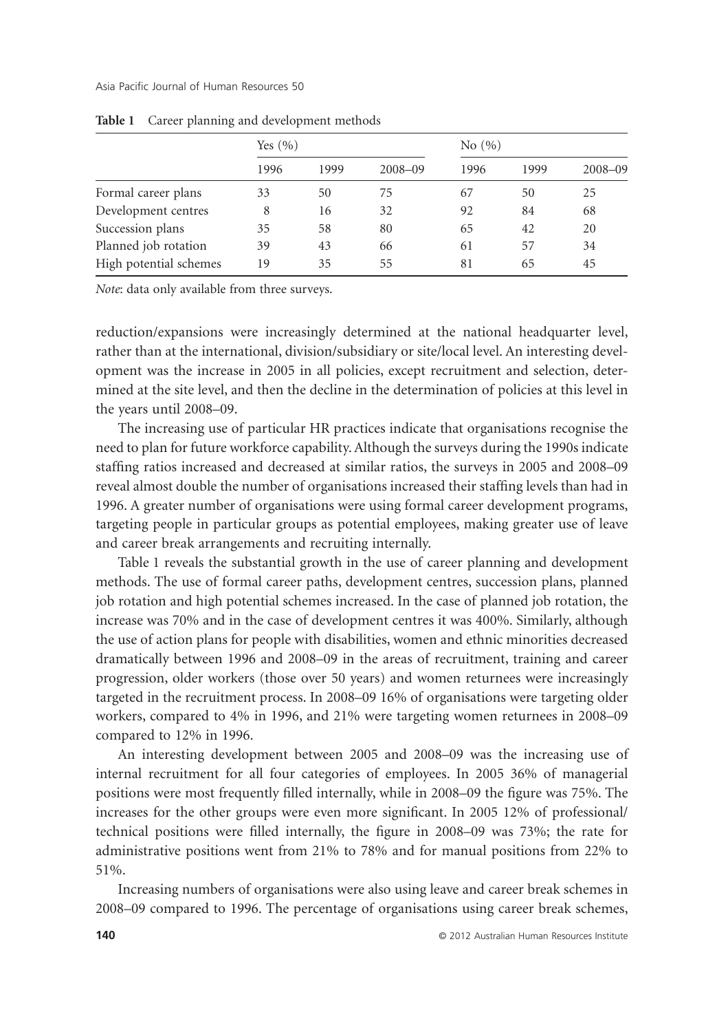**Table 1** Career planning and development methods

| | Yes (%) | | | No (%) | | |
|---|---|---|---|---|---|---|
| | 1996 | 1999 | 2008–09 | 1996 | 1999 | 2008–09 |
| Formal career plans | 33 | 50 | 75 | 67 | 50 | 25 |
| Development centres | 8 | 16 | 32 | 92 | 84 | 68 |
| Succession plans | 35 | 58 | 80 | 65 | 42 | 20 |
| Planned job rotation | 39 | 43 | 66 | 61 | 57 | 34 |
| High potential schemes | 19 | 35 | 55 | 81 | 65 | 45 |

*Note*: data only available from three surveys.

reduction/expansions were increasingly determined at the national headquarter level, rather than at the international, division/subsidiary or site/local level. An interesting development was the increase in 2005 in all policies, except recruitment and selection, determined at the site level, and then the decline in the determination of policies at this level in the years until 2008–09.

The increasing use of particular HR practices indicate that organisations recognise the need to plan for future workforce capability. Although the surveys during the 1990s indicate staffing ratios increased and decreased at similar ratios, the surveys in 2005 and 2008–09 reveal almost double the number of organisations increased their staffing levels than had in 1996. A greater number of organisations were using formal career development programs, targeting people in particular groups as potential employees, making greater use of leave and career break arrangements and recruiting internally.

Table 1 reveals the substantial growth in the use of career planning and development methods. The use of formal career paths, development centres, succession plans, planned job rotation and high potential schemes increased. In the case of planned job rotation, the increase was 70% and in the case of development centres it was 400%. Similarly, although the use of action plans for people with disabilities, women and ethnic minorities decreased dramatically between 1996 and 2008–09 in the areas of recruitment, training and career progression, older workers (those over 50 years) and women returnees were increasingly targeted in the recruitment process. In 2008–09 16% of organisations were targeting older workers, compared to 4% in 1996, and 21% were targeting women returnees in 2008–09 compared to 12% in 1996.

An interesting development between 2005 and 2008–09 was the increasing use of internal recruitment for all four categories of employees. In 2005 36% of managerial positions were most frequently filled internally, while in 2008–09 the figure was 75%. The increases for the other groups were even more significant. In 2005 12% of professional/technical positions were filled internally, the figure in 2008–09 was 73%; the rate for administrative positions went from 21% to 78% and for manual positions from 22% to 51%.

Increasing numbers of organisations were also using leave and career break schemes in 2008–09 compared to 1996. The percentage of organisations using career break schemes,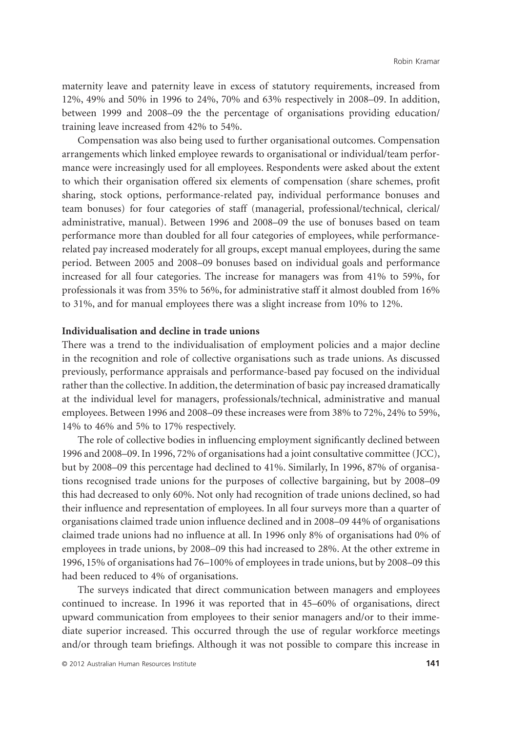maternity leave and paternity leave in excess of statutory requirements, increased from 12%, 49% and 50% in 1996 to 24%, 70% and 63% respectively in 2008–09. In addition, between 1999 and 2008–09 the the percentage of organisations providing education/ training leave increased from 42% to 54%.

Compensation was also being used to further organisational outcomes. Compensation arrangements which linked employee rewards to organisational or individual/team performance were increasingly used for all employees. Respondents were asked about the extent to which their organisation offered six elements of compensation (share schemes, profit sharing, stock options, performance-related pay, individual performance bonuses and team bonuses) for four categories of staff (managerial, professional/technical, clerical/ administrative, manual). Between 1996 and 2008–09 the use of bonuses based on team performance more than doubled for all four categories of employees, while performance-related pay increased moderately for all groups, except manual employees, during the same period. Between 2005 and 2008–09 bonuses based on individual goals and performance increased for all four categories. The increase for managers was from 41% to 59%, for professionals it was from 35% to 56%, for administrative staff it almost doubled from 16% to 31%, and for manual employees there was a slight increase from 10% to 12%.

**Individualisation and decline in trade unions**

There was a trend to the individualisation of employment policies and a major decline in the recognition and role of collective organisations such as trade unions. As discussed previously, performance appraisals and performance-based pay focused on the individual rather than the collective. In addition, the determination of basic pay increased dramatically at the individual level for managers, professionals/technical, administrative and manual employees. Between 1996 and 2008–09 these increases were from 38% to 72%, 24% to 59%, 14% to 46% and 5% to 17% respectively.

The role of collective bodies in influencing employment significantly declined between 1996 and 2008–09. In 1996, 72% of organisations had a joint consultative committee (JCC), but by 2008–09 this percentage had declined to 41%. Similarly, In 1996, 87% of organisations recognised trade unions for the purposes of collective bargaining, but by 2008–09 this had decreased to only 60%. Not only had recognition of trade unions declined, so had their influence and representation of employees. In all four surveys more than a quarter of organisations claimed trade union influence declined and in 2008–09 44% of organisations claimed trade unions had no influence at all. In 1996 only 8% of organisations had 0% of employees in trade unions, by 2008–09 this had increased to 28%. At the other extreme in 1996, 15% of organisations had 76–100% of employees in trade unions, but by 2008–09 this had been reduced to 4% of organisations.

The surveys indicated that direct communication between managers and employees continued to increase. In 1996 it was reported that in 45–60% of organisations, direct upward communication from employees to their senior managers and/or to their immediate superior increased. This occurred through the use of regular workforce meetings and/or through team briefings. Although it was not possible to compare this increase in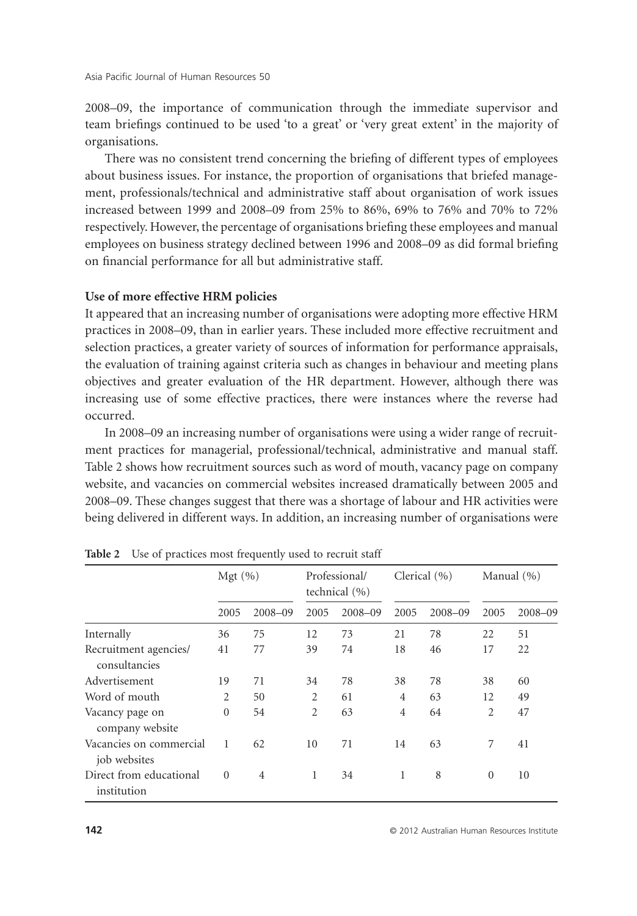2008–09, the importance of communication through the immediate supervisor and team briefings continued to be used 'to a great' or 'very great extent' in the majority of organisations.

There was no consistent trend concerning the briefing of different types of employees about business issues. For instance, the proportion of organisations that briefed management, professionals/technical and administrative staff about organisation of work issues increased between 1999 and 2008–09 from 25% to 86%, 69% to 76% and 70% to 72% respectively. However, the percentage of organisations briefing these employees and manual employees on business strategy declined between 1996 and 2008–09 as did formal briefing on financial performance for all but administrative staff.

**Use of more effective HRM policies**

It appeared that an increasing number of organisations were adopting more effective HRM practices in 2008–09, than in earlier years. These included more effective recruitment and selection practices, a greater variety of sources of information for performance appraisals, the evaluation of training against criteria such as changes in behaviour and meeting plans objectives and greater evaluation of the HR department. However, although there was increasing use of some effective practices, there were instances where the reverse had occurred.

In 2008–09 an increasing number of organisations were using a wider range of recruitment practices for managerial, professional/technical, administrative and manual staff. Table 2 shows how recruitment sources such as word of mouth, vacancy page on company website, and vacancies on commercial websites increased dramatically between 2005 and 2008–09. These changes suggest that there was a shortage of labour and HR activities were being delivered in different ways. In addition, an increasing number of organisations were

**Table 2** Use of practices most frequently used to recruit staff

| | Mgt (%) | | Professional/ technical (%) | | Clerical (%) | | Manual (%) | |
|---|---|---|---|---|---|---|---|---|
| | 2005 | 2008–09 | 2005 | 2008–09 | 2005 | 2008–09 | 2005 | 2008–09 |
| Internally | 36 | 75 | 12 | 73 | 21 | 78 | 22 | 51 |
| Recruitment agencies/ consultancies | 41 | 77 | 39 | 74 | 18 | 46 | 17 | 22 |
| Advertisement | 19 | 71 | 34 | 78 | 38 | 78 | 38 | 60 |
| Word of mouth | 2 | 50 | 2 | 61 | 4 | 63 | 12 | 49 |
| Vacancy page on company website | 0 | 54 | 2 | 63 | 4 | 64 | 2 | 47 |
| Vacancies on commercial job websites | 1 | 62 | 10 | 71 | 14 | 63 | 7 | 41 |
| Direct from educational institution | 0 | 4 | 1 | 34 | 1 | 8 | 0 | 10 |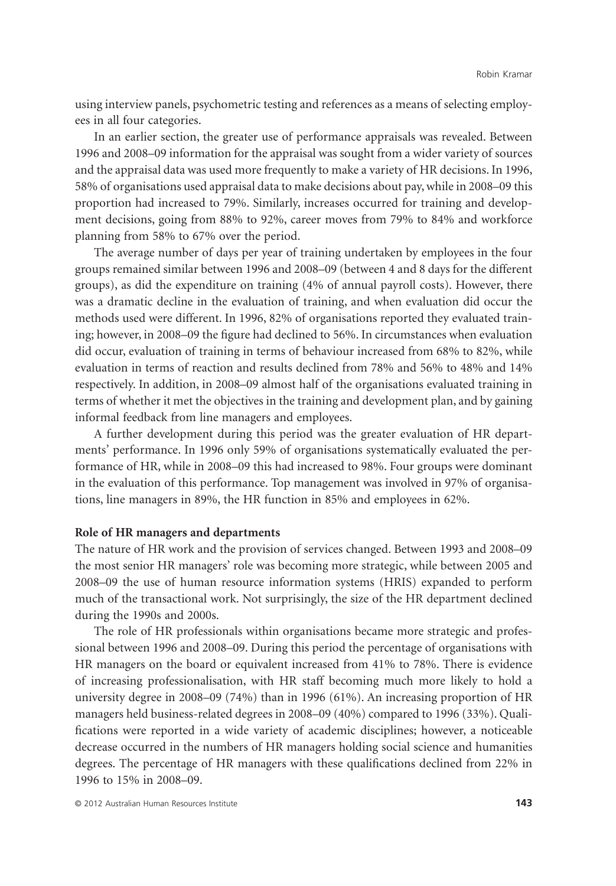using interview panels, psychometric testing and references as a means of selecting employees in all four categories.

In an earlier section, the greater use of performance appraisals was revealed. Between 1996 and 2008–09 information for the appraisal was sought from a wider variety of sources and the appraisal data was used more frequently to make a variety of HR decisions. In 1996, 58% of organisations used appraisal data to make decisions about pay, while in 2008–09 this proportion had increased to 79%. Similarly, increases occurred for training and development decisions, going from 88% to 92%, career moves from 79% to 84% and workforce planning from 58% to 67% over the period.

The average number of days per year of training undertaken by employees in the four groups remained similar between 1996 and 2008–09 (between 4 and 8 days for the different groups), as did the expenditure on training (4% of annual payroll costs). However, there was a dramatic decline in the evaluation of training, and when evaluation did occur the methods used were different. In 1996, 82% of organisations reported they evaluated training; however, in 2008–09 the figure had declined to 56%. In circumstances when evaluation did occur, evaluation of training in terms of behaviour increased from 68% to 82%, while evaluation in terms of reaction and results declined from 78% and 56% to 48% and 14% respectively. In addition, in 2008–09 almost half of the organisations evaluated training in terms of whether it met the objectives in the training and development plan, and by gaining informal feedback from line managers and employees.

A further development during this period was the greater evaluation of HR departments' performance. In 1996 only 59% of organisations systematically evaluated the performance of HR, while in 2008–09 this had increased to 98%. Four groups were dominant in the evaluation of this performance. Top management was involved in 97% of organisations, line managers in 89%, the HR function in 85% and employees in 62%.

**Role of HR managers and departments**

The nature of HR work and the provision of services changed. Between 1993 and 2008–09 the most senior HR managers' role was becoming more strategic, while between 2005 and 2008–09 the use of human resource information systems (HRIS) expanded to perform much of the transactional work. Not surprisingly, the size of the HR department declined during the 1990s and 2000s.

The role of HR professionals within organisations became more strategic and professional between 1996 and 2008–09. During this period the percentage of organisations with HR managers on the board or equivalent increased from 41% to 78%. There is evidence of increasing professionalisation, with HR staff becoming much more likely to hold a university degree in 2008–09 (74%) than in 1996 (61%). An increasing proportion of HR managers held business-related degrees in 2008–09 (40%) compared to 1996 (33%). Qualifications were reported in a wide variety of academic disciplines; however, a noticeable decrease occurred in the numbers of HR managers holding social science and humanities degrees. The percentage of HR managers with these qualifications declined from 22% in 1996 to 15% in 2008–09.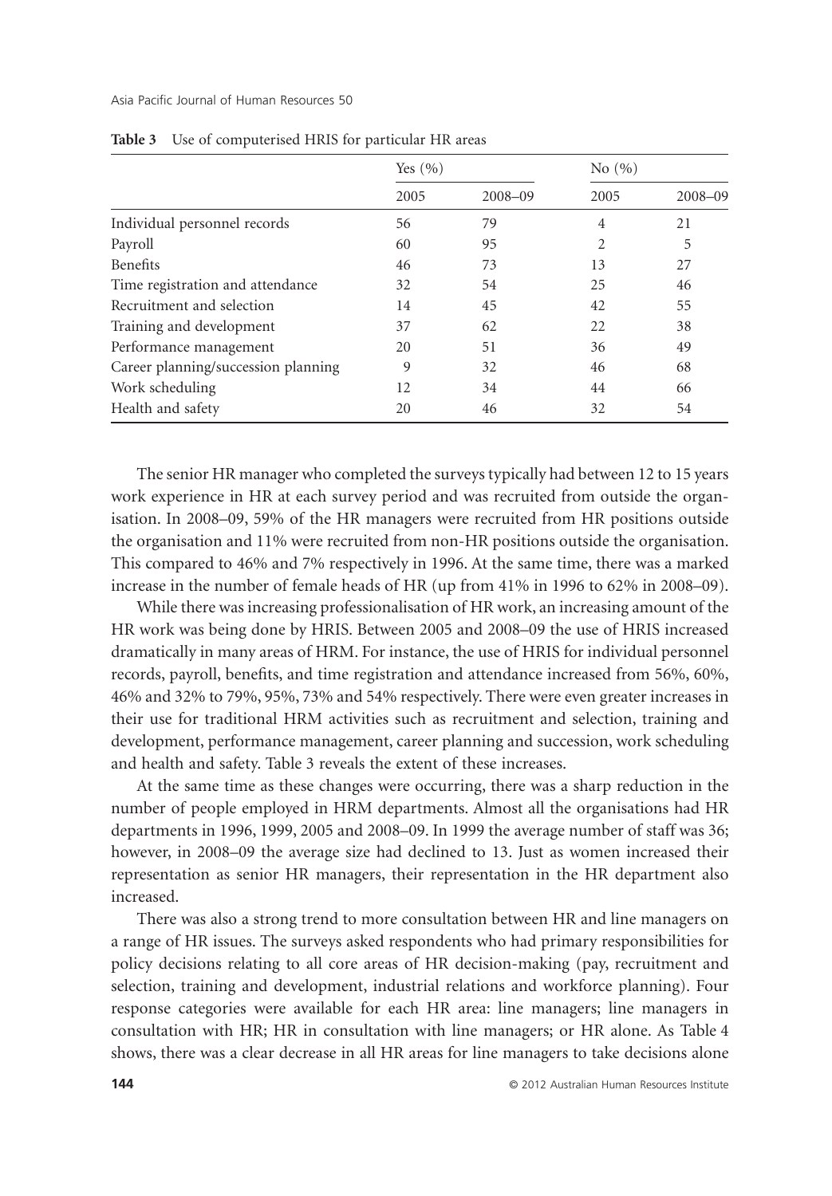**Table 3** Use of computerised HRIS for particular HR areas

| | Yes (%) | | No (%) | |
|---|---|---|---|---|
| | 2005 | 2008–09 | 2005 | 2008–09 |
| Individual personnel records | 56 | 79 | 4 | 21 |
| Payroll | 60 | 95 | 2 | 5 |
| Benefits | 46 | 73 | 13 | 27 |
| Time registration and attendance | 32 | 54 | 25 | 46 |
| Recruitment and selection | 14 | 45 | 42 | 55 |
| Training and development | 37 | 62 | 22 | 38 |
| Performance management | 20 | 51 | 36 | 49 |
| Career planning/succession planning | 9 | 32 | 46 | 68 |
| Work scheduling | 12 | 34 | 44 | 66 |
| Health and safety | 20 | 46 | 32 | 54 |

The senior HR manager who completed the surveys typically had between 12 to 15 years work experience in HR at each survey period and was recruited from outside the organisation. In 2008–09, 59% of the HR managers were recruited from HR positions outside the organisation and 11% were recruited from non-HR positions outside the organisation. This compared to 46% and 7% respectively in 1996. At the same time, there was a marked increase in the number of female heads of HR (up from 41% in 1996 to 62% in 2008–09).

While there was increasing professionalisation of HR work, an increasing amount of the HR work was being done by HRIS. Between 2005 and 2008–09 the use of HRIS increased dramatically in many areas of HRM. For instance, the use of HRIS for individual personnel records, payroll, benefits, and time registration and attendance increased from 56%, 60%, 46% and 32% to 79%, 95%, 73% and 54% respectively. There were even greater increases in their use for traditional HRM activities such as recruitment and selection, training and development, performance management, career planning and succession, work scheduling and health and safety. Table 3 reveals the extent of these increases.

At the same time as these changes were occurring, there was a sharp reduction in the number of people employed in HRM departments. Almost all the organisations had HR departments in 1996, 1999, 2005 and 2008–09. In 1999 the average number of staff was 36; however, in 2008–09 the average size had declined to 13. Just as women increased their representation as senior HR managers, their representation in the HR department also increased.

There was also a strong trend to more consultation between HR and line managers on a range of HR issues. The surveys asked respondents who had primary responsibilities for policy decisions relating to all core areas of HR decision-making (pay, recruitment and selection, training and development, industrial relations and workforce planning). Four response categories were available for each HR area: line managers; line managers in consultation with HR; HR in consultation with line managers; or HR alone. As Table 4 shows, there was a clear decrease in all HR areas for line managers to take decisions alone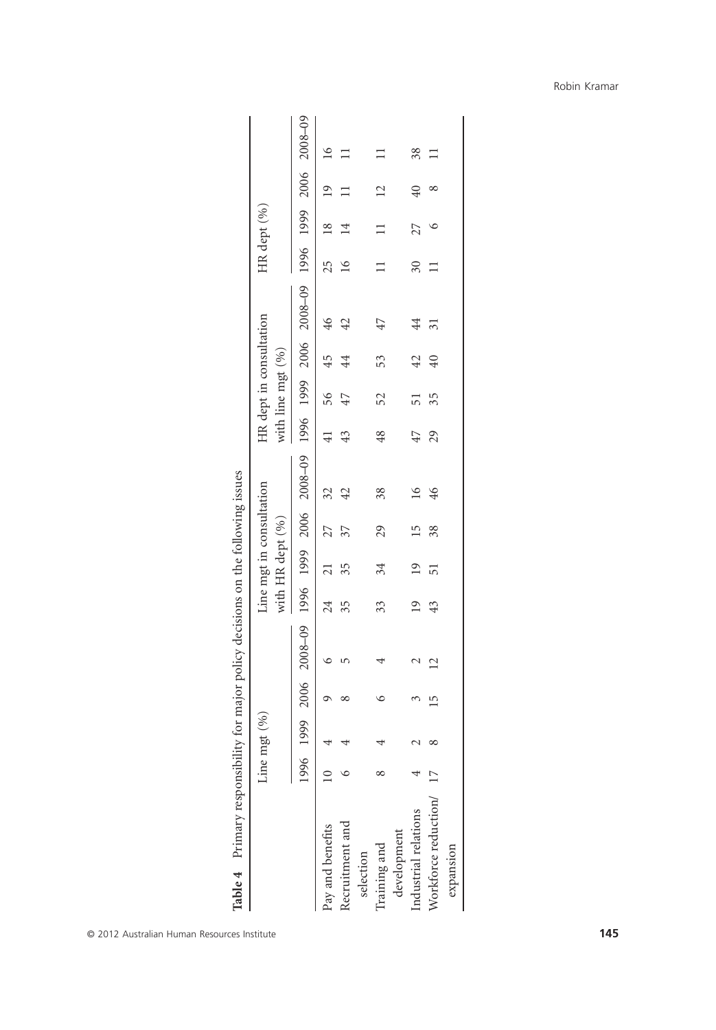**Table 4** Primary responsibility for major policy decisions on the following issues

| | Line mgt (%) | | | | Line mgt in consultation with HR dept (%) | | | | HR dept in consultation with line mgt (%) | | | | HR dept (%) | | | |
|---|---|---|---|---|---|---|---|---|---|---|---|---|---|---|---|---|
| | 1996 | 1999 | 2006 | 2008–09 | 1996 | 1999 | 2006 | 2008–09 | 1996 | 1999 | 2006 | 2008–09 | 1996 | 1999 | 2006 | 2008–09 |
| Pay and benefits | 10 | 4 | 9 | 6 | 24 | 21 | 27 | 32 | 41 | 56 | 45 | 46 | 25 | 18 | 19 | 16 |
| Recruitment and selection | 6 | 4 | 8 | 5 | 35 | 35 | 37 | 42 | 43 | 47 | 44 | 42 | 16 | 14 | 11 | 11 |
| Training and development | 8 | 4 | 6 | 4 | 33 | 34 | 29 | 38 | 48 | 52 | 53 | 47 | 11 | 11 | 12 | 11 |
| Industrial relations | 4 | 2 | 3 | 2 | 19 | 19 | 15 | 16 | 47 | 51 | 42 | 44 | 30 | 27 | 40 | 38 |
| Workforce reduction/ expansion | 17 | 8 | 15 | 12 | 43 | 51 | 38 | 46 | 29 | 35 | 40 | 31 | 11 | 6 | 8 | 11 |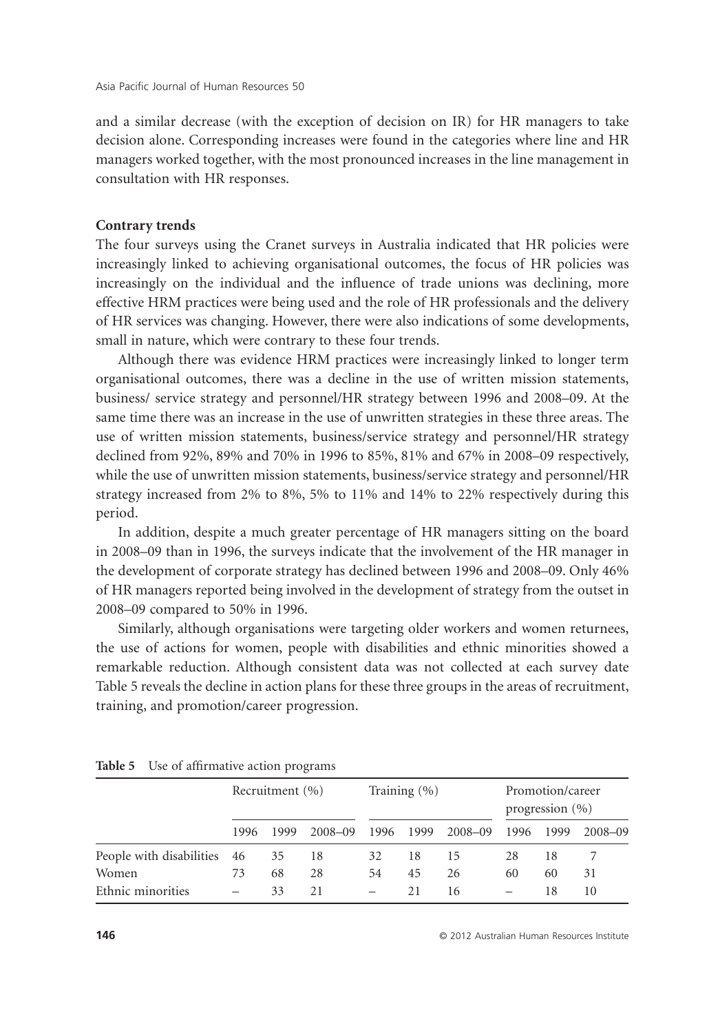and a similar decrease (with the exception of decision on IR) for HR managers to take decision alone. Corresponding increases were found in the categories where line and HR managers worked together, with the most pronounced increases in the line management in consultation with HR responses.

**Contrary trends**

The four surveys using the Cranet surveys in Australia indicated that HR policies were increasingly linked to achieving organisational outcomes, the focus of HR policies was increasingly on the individual and the influence of trade unions was declining, more effective HRM practices were being used and the role of HR professionals and the delivery of HR services was changing. However, there were also indications of some developments, small in nature, which were contrary to these four trends.

Although there was evidence HRM practices were increasingly linked to longer term organisational outcomes, there was a decline in the use of written mission statements, business/ service strategy and personnel/HR strategy between 1996 and 2008–09. At the same time there was an increase in the use of unwritten strategies in these three areas. The use of written mission statements, business/service strategy and personnel/HR strategy declined from 92%, 89% and 70% in 1996 to 85%, 81% and 67% in 2008–09 respectively, while the use of unwritten mission statements, business/service strategy and personnel/HR strategy increased from 2% to 8%, 5% to 11% and 14% to 22% respectively during this period.

In addition, despite a much greater percentage of HR managers sitting on the board in 2008–09 than in 1996, the surveys indicate that the involvement of the HR manager in the development of corporate strategy has declined between 1996 and 2008–09. Only 46% of HR managers reported being involved in the development of strategy from the outset in 2008–09 compared to 50% in 1996.

Similarly, although organisations were targeting older workers and women returnees, the use of actions for women, people with disabilities and ethnic minorities showed a remarkable reduction. Although consistent data was not collected at each survey date Table 5 reveals the decline in action plans for these three groups in the areas of recruitment, training, and promotion/career progression.

**Table 5** Use of affirmative action programs

| | Recruitment (%) | | | Training (%) | | | Promotion/career progression (%) | | |
|---|---|---|---|---|---|---|---|---|---|
| | 1996 | 1999 | 2008–09 | 1996 | 1999 | 2008–09 | 1996 | 1999 | 2008–09 |
| People with disabilities | 46 | 35 | 18 | 32 | 18 | 15 | 28 | 18 | 7 |
| Women | 73 | 68 | 28 | 54 | 45 | 26 | 60 | 60 | 31 |
| Ethnic minorities | – | 33 | 21 | – | 21 | 16 | – | 18 | 10 |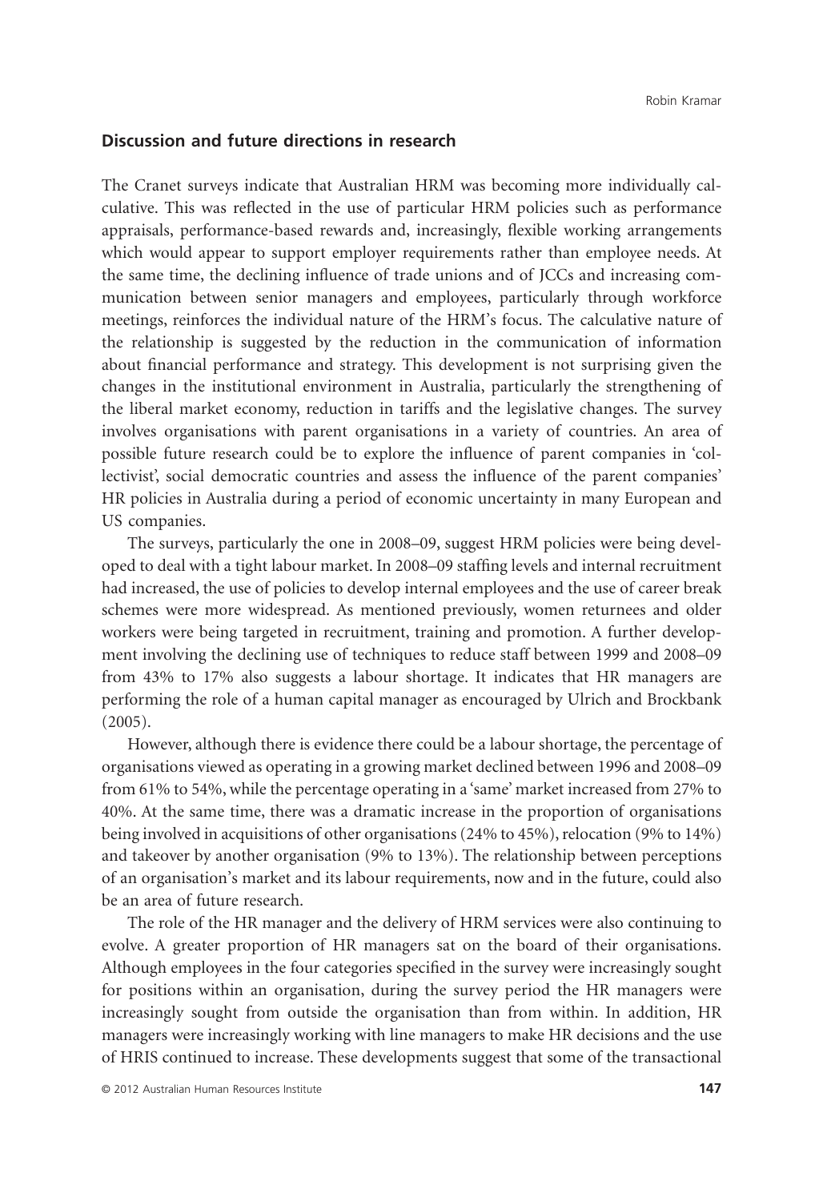## Discussion and future directions in research

The Cranet surveys indicate that Australian HRM was becoming more individually calculative. This was reflected in the use of particular HRM policies such as performance appraisals, performance-based rewards and, increasingly, flexible working arrangements which would appear to support employer requirements rather than employee needs. At the same time, the declining influence of trade unions and of JCCs and increasing communication between senior managers and employees, particularly through workforce meetings, reinforces the individual nature of the HRM's focus. The calculative nature of the relationship is suggested by the reduction in the communication of information about financial performance and strategy. This development is not surprising given the changes in the institutional environment in Australia, particularly the strengthening of the liberal market economy, reduction in tariffs and the legislative changes. The survey involves organisations with parent organisations in a variety of countries. An area of possible future research could be to explore the influence of parent companies in 'collectivist', social democratic countries and assess the influence of the parent companies' HR policies in Australia during a period of economic uncertainty in many European and US companies.

The surveys, particularly the one in 2008–09, suggest HRM policies were being developed to deal with a tight labour market. In 2008–09 staffing levels and internal recruitment had increased, the use of policies to develop internal employees and the use of career break schemes were more widespread. As mentioned previously, women returnees and older workers were being targeted in recruitment, training and promotion. A further development involving the declining use of techniques to reduce staff between 1999 and 2008–09 from 43% to 17% also suggests a labour shortage. It indicates that HR managers are performing the role of a human capital manager as encouraged by Ulrich and Brockbank (2005).

However, although there is evidence there could be a labour shortage, the percentage of organisations viewed as operating in a growing market declined between 1996 and 2008–09 from 61% to 54%, while the percentage operating in a 'same' market increased from 27% to 40%. At the same time, there was a dramatic increase in the proportion of organisations being involved in acquisitions of other organisations (24% to 45%), relocation (9% to 14%) and takeover by another organisation (9% to 13%). The relationship between perceptions of an organisation's market and its labour requirements, now and in the future, could also be an area of future research.

The role of the HR manager and the delivery of HRM services were also continuing to evolve. A greater proportion of HR managers sat on the board of their organisations. Although employees in the four categories specified in the survey were increasingly sought for positions within an organisation, during the survey period the HR managers were increasingly sought from outside the organisation than from within. In addition, HR managers were increasingly working with line managers to make HR decisions and the use of HRIS continued to increase. These developments suggest that some of the transactional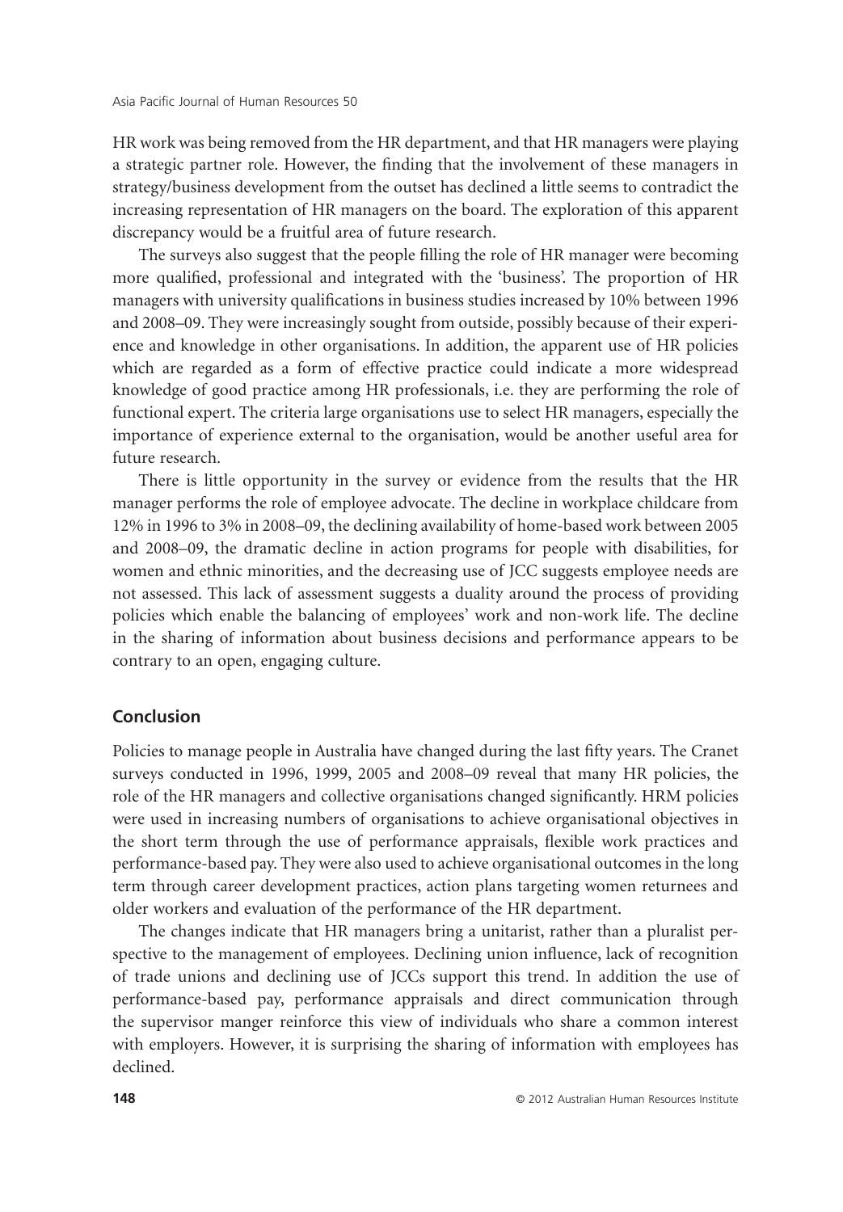HR work was being removed from the HR department, and that HR managers were playing a strategic partner role. However, the finding that the involvement of these managers in strategy/business development from the outset has declined a little seems to contradict the increasing representation of HR managers on the board. The exploration of this apparent discrepancy would be a fruitful area of future research.

The surveys also suggest that the people filling the role of HR manager were becoming more qualified, professional and integrated with the 'business'. The proportion of HR managers with university qualifications in business studies increased by 10% between 1996 and 2008–09. They were increasingly sought from outside, possibly because of their experience and knowledge in other organisations. In addition, the apparent use of HR policies which are regarded as a form of effective practice could indicate a more widespread knowledge of good practice among HR professionals, i.e. they are performing the role of functional expert. The criteria large organisations use to select HR managers, especially the importance of experience external to the organisation, would be another useful area for future research.

There is little opportunity in the survey or evidence from the results that the HR manager performs the role of employee advocate. The decline in workplace childcare from 12% in 1996 to 3% in 2008–09, the declining availability of home-based work between 2005 and 2008–09, the dramatic decline in action programs for people with disabilities, for women and ethnic minorities, and the decreasing use of JCC suggests employee needs are not assessed. This lack of assessment suggests a duality around the process of providing policies which enable the balancing of employees' work and non-work life. The decline in the sharing of information about business decisions and performance appears to be contrary to an open, engaging culture.

## Conclusion

Policies to manage people in Australia have changed during the last fifty years. The Cranet surveys conducted in 1996, 1999, 2005 and 2008–09 reveal that many HR policies, the role of the HR managers and collective organisations changed significantly. HRM policies were used in increasing numbers of organisations to achieve organisational objectives in the short term through the use of performance appraisals, flexible work practices and performance-based pay. They were also used to achieve organisational outcomes in the long term through career development practices, action plans targeting women returnees and older workers and evaluation of the performance of the HR department.

The changes indicate that HR managers bring a unitarist, rather than a pluralist perspective to the management of employees. Declining union influence, lack of recognition of trade unions and declining use of JCCs support this trend. In addition the use of performance-based pay, performance appraisals and direct communication through the supervisor manger reinforce this view of individuals who share a common interest with employers. However, it is surprising the sharing of information with employees has declined.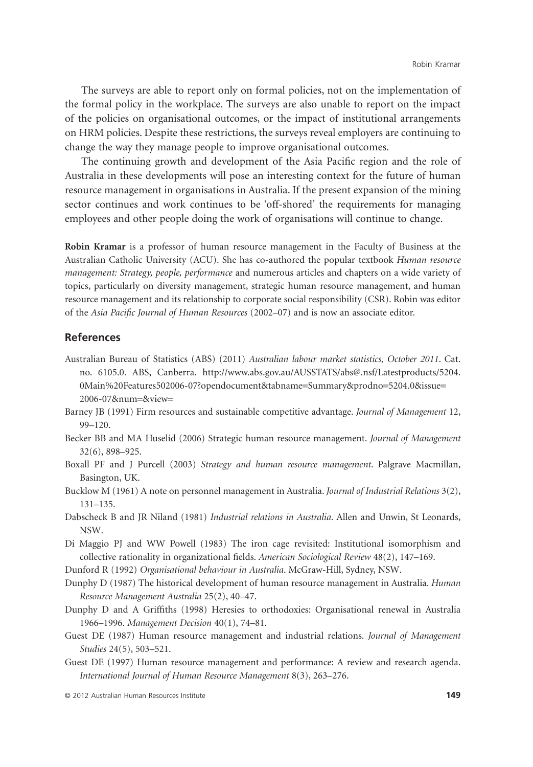The surveys are able to report only on formal policies, not on the implementation of the formal policy in the workplace. The surveys are also unable to report on the impact of the policies on organisational outcomes, or the impact of institutional arrangements on HRM policies. Despite these restrictions, the surveys reveal employers are continuing to change the way they manage people to improve organisational outcomes.

The continuing growth and development of the Asia Pacific region and the role of Australia in these developments will pose an interesting context for the future of human resource management in organisations in Australia. If the present expansion of the mining sector continues and work continues to be 'off-shored' the requirements for managing employees and other people doing the work of organisations will continue to change.

**Robin Kramar** is a professor of human resource management in the Faculty of Business at the Australian Catholic University (ACU). She has co-authored the popular textbook *Human resource management: Strategy, people, performance* and numerous articles and chapters on a wide variety of topics, particularly on diversity management, strategic human resource management, and human resource management and its relationship to corporate social responsibility (CSR). Robin was editor of the *Asia Pacific Journal of Human Resources* (2002–07) and is now an associate editor.

## References

Australian Bureau of Statistics (ABS) (2011) *Australian labour market statistics, October 2011*. Cat. no. 6105.0. ABS, Canberra. http://www.abs.gov.au/AUSSTATS/abs@.nsf/Latestproducts/5204.0Main%20Features502006-07?opendocument&tabname=Summary&prodno=5204.0&issue=2006-07&num=&view=

Barney JB (1991) Firm resources and sustainable competitive advantage. *Journal of Management* 12, 99–120.

Becker BB and MA Huselid (2006) Strategic human resource management. *Journal of Management* 32(6), 898–925.

Boxall PF and J Purcell (2003) *Strategy and human resource management*. Palgrave Macmillan, Basington, UK.

Bucklow M (1961) A note on personnel management in Australia. *Journal of Industrial Relations* 3(2), 131–135.

Dabscheck B and JR Niland (1981) *Industrial relations in Australia*. Allen and Unwin, St Leonards, NSW.

Di Maggio PJ and WW Powell (1983) The iron cage revisited: Institutional isomorphism and collective rationality in organizational fields. *American Sociological Review* 48(2), 147–169.

Dunford R (1992) *Organisational behaviour in Australia*. McGraw-Hill, Sydney, NSW.

Dunphy D (1987) The historical development of human resource management in Australia. *Human Resource Management Australia* 25(2), 40–47.

Dunphy D and A Griffiths (1998) Heresies to orthodoxies: Organisational renewal in Australia 1966–1996. *Management Decision* 40(1), 74–81.

Guest DE (1987) Human resource management and industrial relations. *Journal of Management Studies* 24(5), 503–521.

Guest DE (1997) Human resource management and performance: A review and research agenda. *International Journal of Human Resource Management* 8(3), 263–276.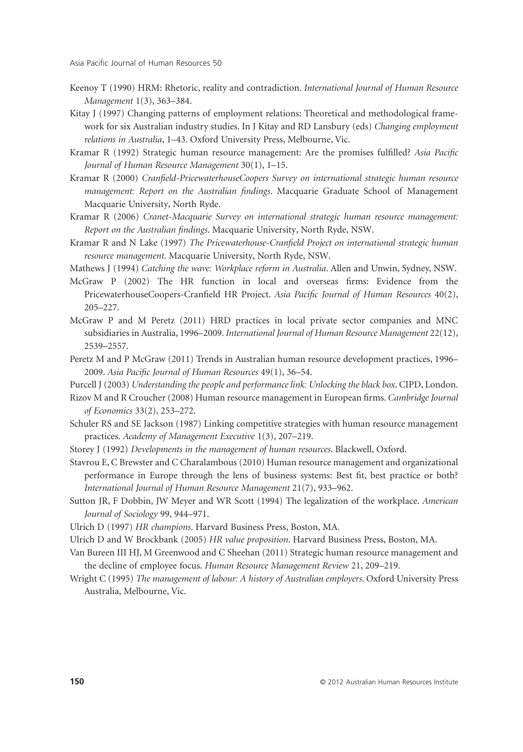Keenoy T (1990) HRM: Rhetoric, reality and contradiction. *International Journal of Human Resource Management* 1(3), 363–384.

Kitay J (1997) Changing patterns of employment relations: Theoretical and methodological framework for six Australian industry studies. In J Kitay and RD Lansbury (eds) *Changing employment relations in Australia*, 1–43. Oxford University Press, Melbourne, Vic.

Kramar R (1992) Strategic human resource management: Are the promises fulfilled? *Asia Pacific Journal of Human Resource Management* 30(1), 1–15.

Kramar R (2000) *Cranfield-PricewaterhouseCoopers Survey on international strategic human resource management: Report on the Australian findings*. Macquarie Graduate School of Management Macquarie University, North Ryde.

Kramar R (2006) *Cranet-Macquarie Survey on international strategic human resource management: Report on the Australian findings*. Macquarie University, North Ryde, NSW.

Kramar R and N Lake (1997) *The Pricewaterhouse-Cranfield Project on international strategic human resource management*. Macquarie University, North Ryde, NSW.

Mathews J (1994) *Catching the wave: Workplace reform in Australia*. Allen and Unwin, Sydney, NSW.

McGraw P (2002) The HR function in local and overseas firms: Evidence from the PricewaterhouseCoopers-Cranfield HR Project. *Asia Pacific Journal of Human Resources* 40(2), 205–227.

McGraw P and M Peretz (2011) HRD practices in local private sector companies and MNC subsidiaries in Australia, 1996–2009. *International Journal of Human Resource Management* 22(12), 2539–2557.

Peretz M and P McGraw (2011) Trends in Australian human resource development practices, 1996–2009. *Asia Pacific Journal of Human Resources* 49(1), 36–54.

Purcell J (2003) *Understanding the people and performance link: Unlocking the black box*. CIPD, London.

Rizov M and R Croucher (2008) Human resource management in European firms. *Cambridge Journal of Economics* 33(2), 253–272.

Schuler RS and SE Jackson (1987) Linking competitive strategies with human resource management practices. *Academy of Management Executive* 1(3), 207–219.

Storey J (1992) *Developments in the management of human resources*. Blackwell, Oxford.

Stavrou E, C Brewster and C Charalambous (2010) Human resource management and organizational performance in Europe through the lens of business systems: Best fit, best practice or both? *International Journal of Human Resource Management* 21(7), 933–962.

Sutton JR, F Dobbin, JW Meyer and WR Scott (1994) The legalization of the workplace. *American Journal of Sociology* 99, 944–971.

Ulrich D (1997) *HR champions*. Harvard Business Press, Boston, MA.

Ulrich D and W Brockbank (2005) *HR value proposition*. Harvard Business Press, Boston, MA.

Van Bureen III HJ, M Greenwood and C Sheehan (2011) Strategic human resource management and the decline of employee focus. *Human Resource Management Review* 21, 209–219.

Wright C (1995) *The management of labour: A history of Australian employers*. Oxford University Press Australia, Melbourne, Vic.